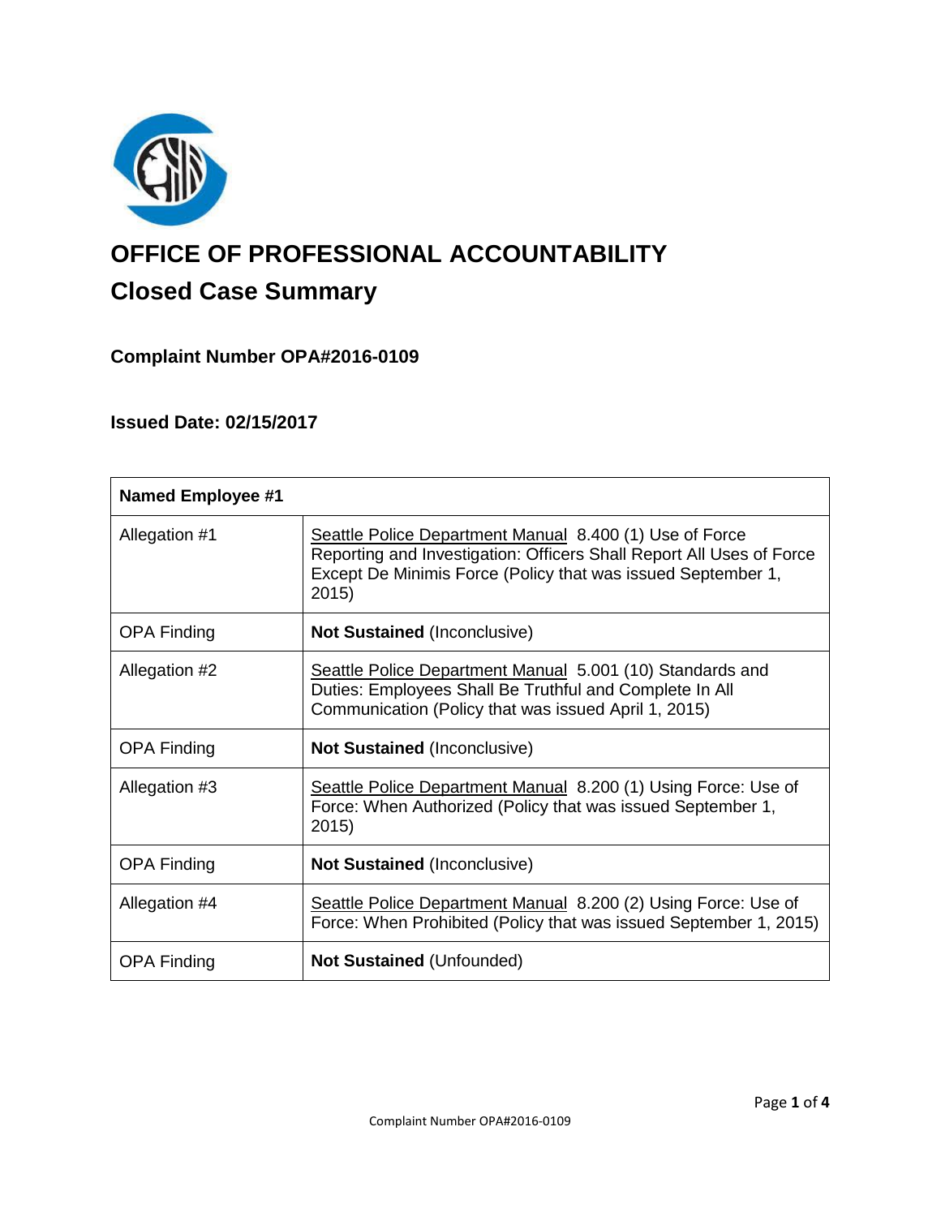# OFFICE OF PROFESSIONAL ACCOUNTABILITY

## Closed Case Summary

### Complaint Number OPA#2016-0109

### Issued Date: 02/15/2017

| **Named Employee #1** | |
|---|---|
| Allegation #1 | Seattle Police Department Manual 8.400 (1) Use of Force Reporting and Investigation: Officers Shall Report All Uses of Force Except De Minimis Force (Policy that was issued September 1, 2015) |
| OPA Finding | **Not Sustained** (Inconclusive) |
| Allegation #2 | Seattle Police Department Manual 5.001 (10) Standards and Duties: Employees Shall Be Truthful and Complete In All Communication (Policy that was issued April 1, 2015) |
| OPA Finding | **Not Sustained** (Inconclusive) |
| Allegation #3 | Seattle Police Department Manual 8.200 (1) Using Force: Use of Force: When Authorized (Policy that was issued September 1, 2015) |
| OPA Finding | **Not Sustained** (Inconclusive) |
| Allegation #4 | Seattle Police Department Manual 8.200 (2) Using Force: Use of Force: When Prohibited (Policy that was issued September 1, 2015) |
| OPA Finding | **Not Sustained** (Unfounded) |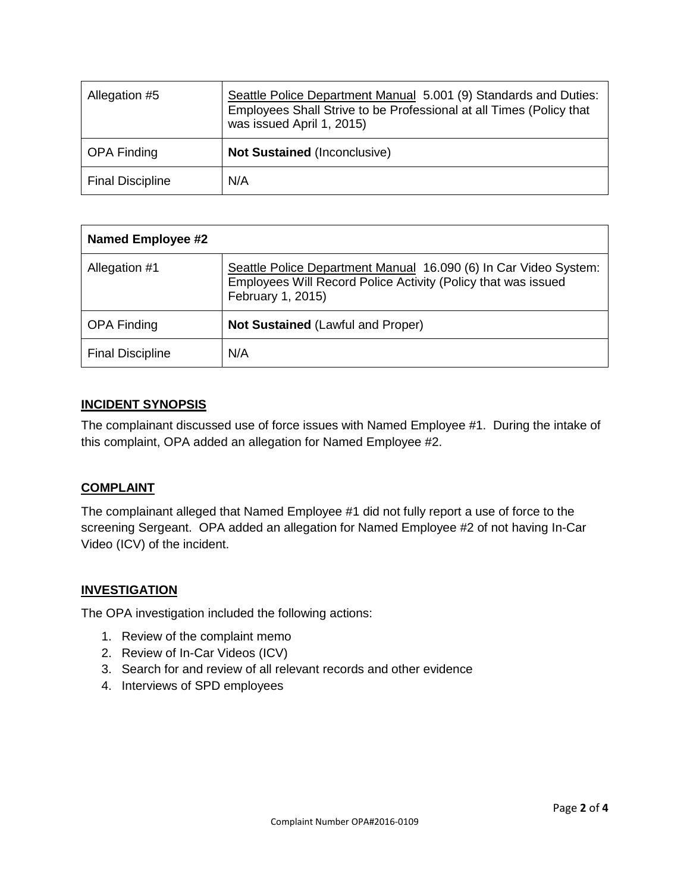| Allegation #5 | Seattle Police Department Manual 5.001 (9) Standards and Duties: Employees Shall Strive to be Professional at all Times (Policy that was issued April 1, 2015) |
|---|---|
| OPA Finding | **Not Sustained** (Inconclusive) |
| Final Discipline | N/A |

| **Named Employee #2** | |
|---|---|
| Allegation #1 | Seattle Police Department Manual 16.090 (6) In Car Video System: Employees Will Record Police Activity (Policy that was issued February 1, 2015) |
| OPA Finding | **Not Sustained** (Lawful and Proper) |
| Final Discipline | N/A |

## INCIDENT SYNOPSIS

The complainant discussed use of force issues with Named Employee #1. During the intake of this complaint, OPA added an allegation for Named Employee #2.

## COMPLAINT

The complainant alleged that Named Employee #1 did not fully report a use of force to the screening Sergeant. OPA added an allegation for Named Employee #2 of not having In-Car Video (ICV) of the incident.

## INVESTIGATION

The OPA investigation included the following actions:

1. Review of the complaint memo
2. Review of In-Car Videos (ICV)
3. Search for and review of all relevant records and other evidence
4. Interviews of SPD employees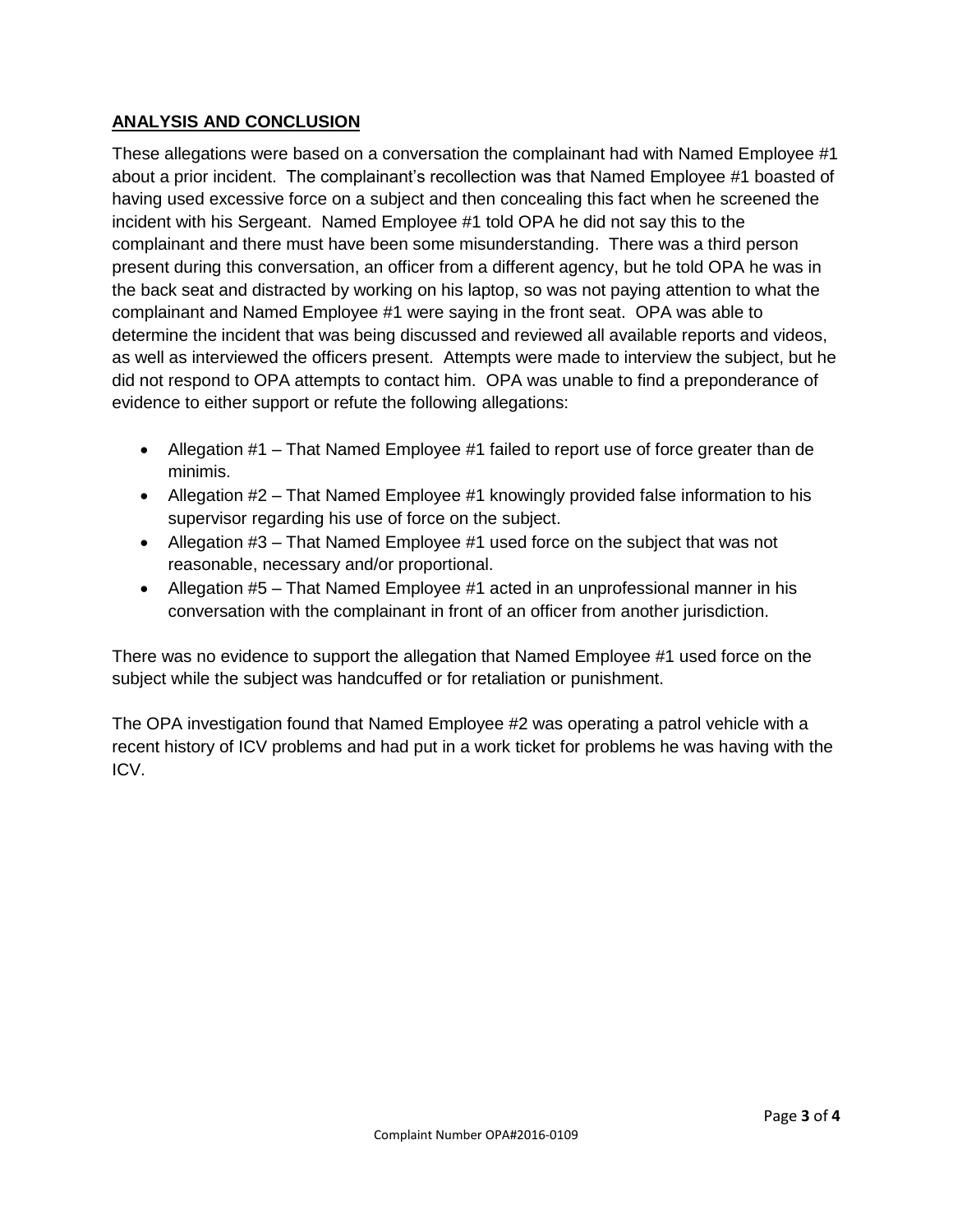## ANALYSIS AND CONCLUSION

These allegations were based on a conversation the complainant had with Named Employee #1 about a prior incident. The complainant's recollection was that Named Employee #1 boasted of having used excessive force on a subject and then concealing this fact when he screened the incident with his Sergeant. Named Employee #1 told OPA he did not say this to the complainant and there must have been some misunderstanding. There was a third person present during this conversation, an officer from a different agency, but he told OPA he was in the back seat and distracted by working on his laptop, so was not paying attention to what the complainant and Named Employee #1 were saying in the front seat. OPA was able to determine the incident that was being discussed and reviewed all available reports and videos, as well as interviewed the officers present. Attempts were made to interview the subject, but he did not respond to OPA attempts to contact him. OPA was unable to find a preponderance of evidence to either support or refute the following allegations:

- Allegation #1 – That Named Employee #1 failed to report use of force greater than de minimis.
- Allegation #2 – That Named Employee #1 knowingly provided false information to his supervisor regarding his use of force on the subject.
- Allegation #3 – That Named Employee #1 used force on the subject that was not reasonable, necessary and/or proportional.
- Allegation #5 – That Named Employee #1 acted in an unprofessional manner in his conversation with the complainant in front of an officer from another jurisdiction.

There was no evidence to support the allegation that Named Employee #1 used force on the subject while the subject was handcuffed or for retaliation or punishment.

The OPA investigation found that Named Employee #2 was operating a patrol vehicle with a recent history of ICV problems and had put in a work ticket for problems he was having with the ICV.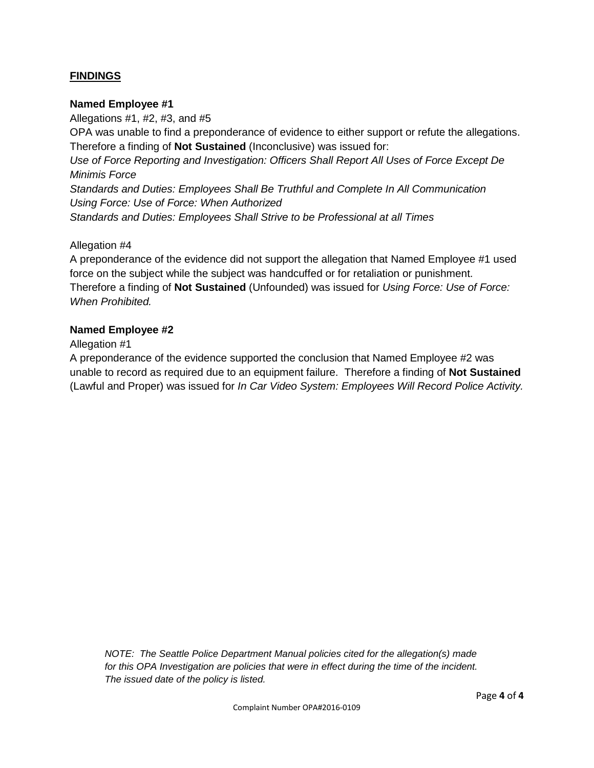## FINDINGS

### Named Employee #1

Allegations #1, #2, #3, and #5

OPA was unable to find a preponderance of evidence to either support or refute the allegations. Therefore a finding of **Not Sustained** (Inconclusive) was issued for:

*Use of Force Reporting and Investigation: Officers Shall Report All Uses of Force Except De Minimis Force*

*Standards and Duties: Employees Shall Be Truthful and Complete In All Communication*

*Using Force: Use of Force: When Authorized*

*Standards and Duties: Employees Shall Strive to be Professional at all Times*

Allegation #4

A preponderance of the evidence did not support the allegation that Named Employee #1 used force on the subject while the subject was handcuffed or for retaliation or punishment. Therefore a finding of **Not Sustained** (Unfounded) was issued for *Using Force: Use of Force: When Prohibited.*

### Named Employee #2

Allegation #1

A preponderance of the evidence supported the conclusion that Named Employee #2 was unable to record as required due to an equipment failure. Therefore a finding of **Not Sustained** (Lawful and Proper) was issued for *In Car Video System: Employees Will Record Police Activity.*

*NOTE: The Seattle Police Department Manual policies cited for the allegation(s) made for this OPA Investigation are policies that were in effect during the time of the incident. The issued date of the policy is listed.*

Complaint Number OPA#2016-0109